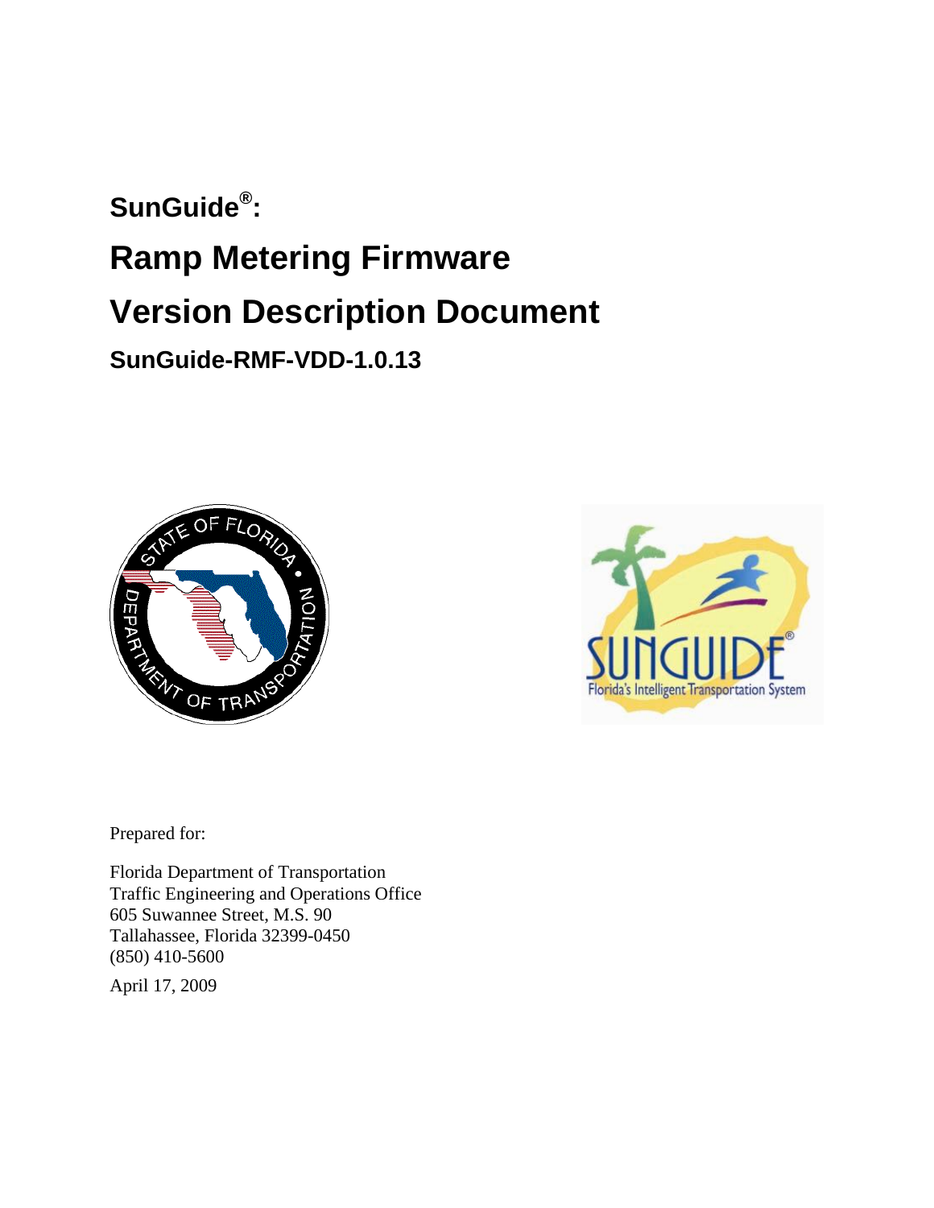# SunGuide®:

# Ramp Metering Firmware

# Version Description Document

## SunGuide-RMF-VDD-1.0.13

Prepared for:

Florida Department of Transportation
Traffic Engineering and Operations Office
605 Suwannee Street, M.S. 90
Tallahassee, Florida 32399-0450
(850) 410-5600

April 17, 2009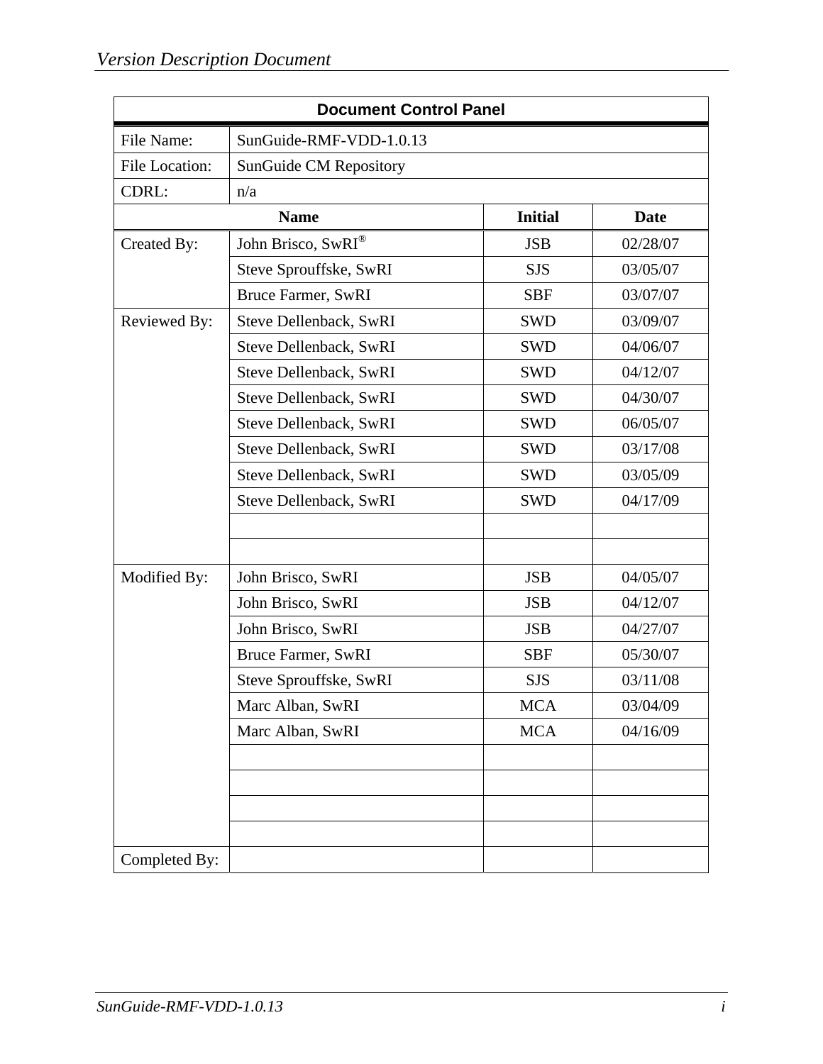| Document Control Panel | | | |
|---|---|---|---|
| File Name: | SunGuide-RMF-VDD-1.0.13 | | |
| File Location: | SunGuide CM Repository | | |
| CDRL: | n/a | | |
| | **Name** | **Initial** | **Date** |
| Created By: | John Brisco, SwRI® | JSB | 02/28/07 |
| | Steve Sprouffske, SwRI | SJS | 03/05/07 |
| | Bruce Farmer, SwRI | SBF | 03/07/07 |
| Reviewed By: | Steve Dellenback, SwRI | SWD | 03/09/07 |
| | Steve Dellenback, SwRI | SWD | 04/06/07 |
| | Steve Dellenback, SwRI | SWD | 04/12/07 |
| | Steve Dellenback, SwRI | SWD | 04/30/07 |
| | Steve Dellenback, SwRI | SWD | 06/05/07 |
| | Steve Dellenback, SwRI | SWD | 03/17/08 |
| | Steve Dellenback, SwRI | SWD | 03/05/09 |
| | Steve Dellenback, SwRI | SWD | 04/17/09 |
| | | | |
| | | | |
| Modified By: | John Brisco, SwRI | JSB | 04/05/07 |
| | John Brisco, SwRI | JSB | 04/12/07 |
| | John Brisco, SwRI | JSB | 04/27/07 |
| | Bruce Farmer, SwRI | SBF | 05/30/07 |
| | Steve Sprouffske, SwRI | SJS | 03/11/08 |
| | Marc Alban, SwRI | MCA | 03/04/09 |
| | Marc Alban, SwRI | MCA | 04/16/09 |
| | | | |
| | | | |
| | | | |
| | | | |
| Completed By: | | | |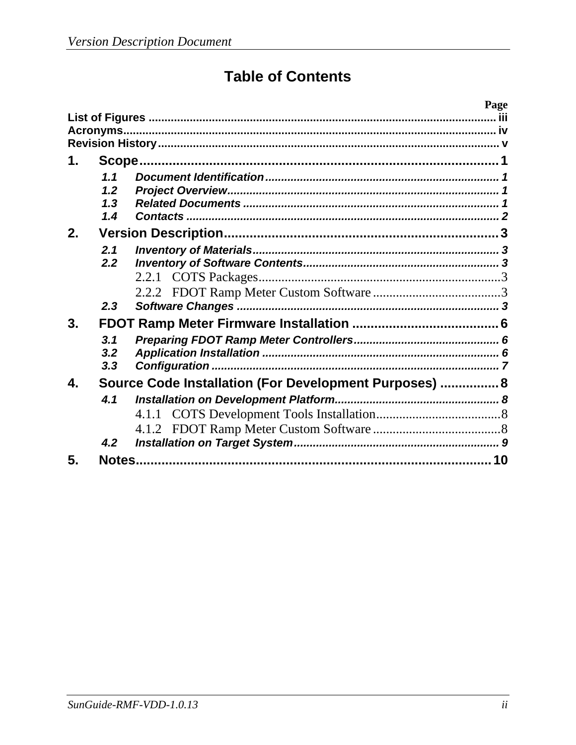# Table of Contents

**Page**

**List of Figures** ........ iii
**Acronyms** ........ iv
**Revision History** ........ v

**1. Scope** ........ 1
- *1.1 Document Identification* ........ 1
- *1.2 Project Overview* ........ 1
- *1.3 Related Documents* ........ 1
- *1.4 Contacts* ........ 2

**2. Version Description** ........ 3
- *2.1 Inventory of Materials* ........ 3
- *2.2 Inventory of Software Contents* ........ 3
  - 2.2.1 COTS Packages ........ 3
  - 2.2.2 FDOT Ramp Meter Custom Software ........ 3
- *2.3 Software Changes* ........ 3

**3. FDOT Ramp Meter Firmware Installation** ........ 6
- *3.1 Preparing FDOT Ramp Meter Controllers* ........ 6
- *3.2 Application Installation* ........ 6
- *3.3 Configuration* ........ 7

**4. Source Code Installation (For Development Purposes)** ........ 8
- *4.1 Installation on Development Platform* ........ 8
  - 4.1.1 COTS Development Tools Installation ........ 8
  - 4.1.2 FDOT Ramp Meter Custom Software ........ 8
- *4.2 Installation on Target System* ........ 9

**5. Notes** ........ 10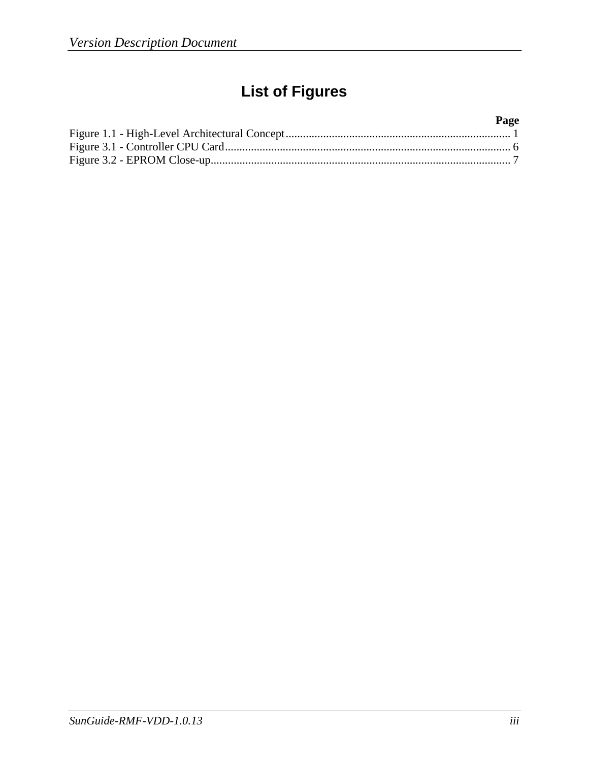# List of Figures

| | Page |
|---|---|
| Figure 1.1 - High-Level Architectural Concept | 1 |
| Figure 3.1 - Controller CPU Card | 6 |
| Figure 3.2 - EPROM Close-up | 7 |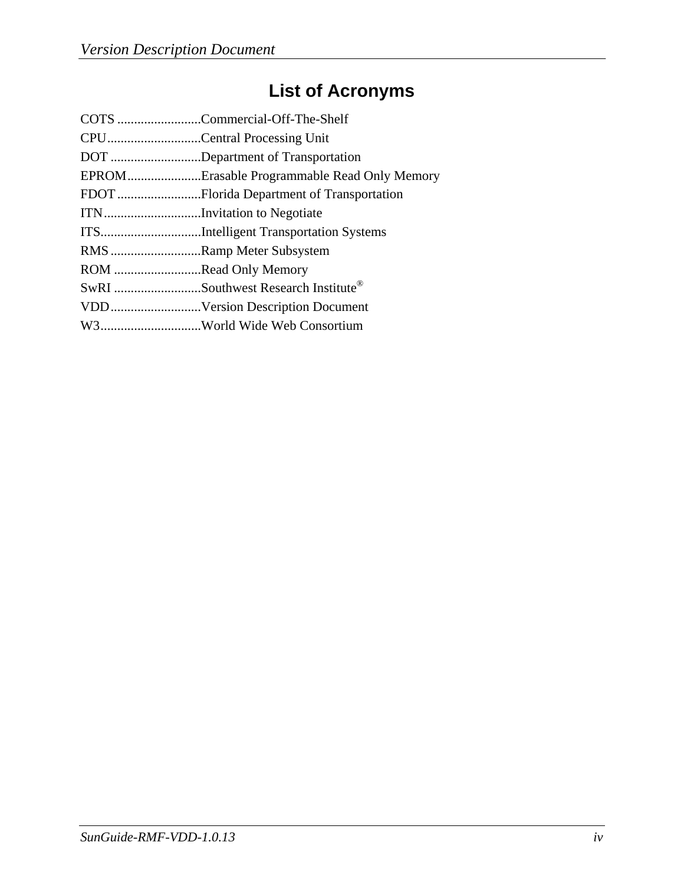# List of Acronyms

COTS .........................Commercial-Off-The-Shelf
CPU............................Central Processing Unit
DOT ...........................Department of Transportation
EPROM......................Erasable Programmable Read Only Memory
FDOT .........................Florida Department of Transportation
ITN.............................Invitation to Negotiate
ITS..............................Intelligent Transportation Systems
RMS ...........................Ramp Meter Subsystem
ROM ..........................Read Only Memory
SwRI ..........................Southwest Research Institute®
VDD...........................Version Description Document
W3..............................World Wide Web Consortium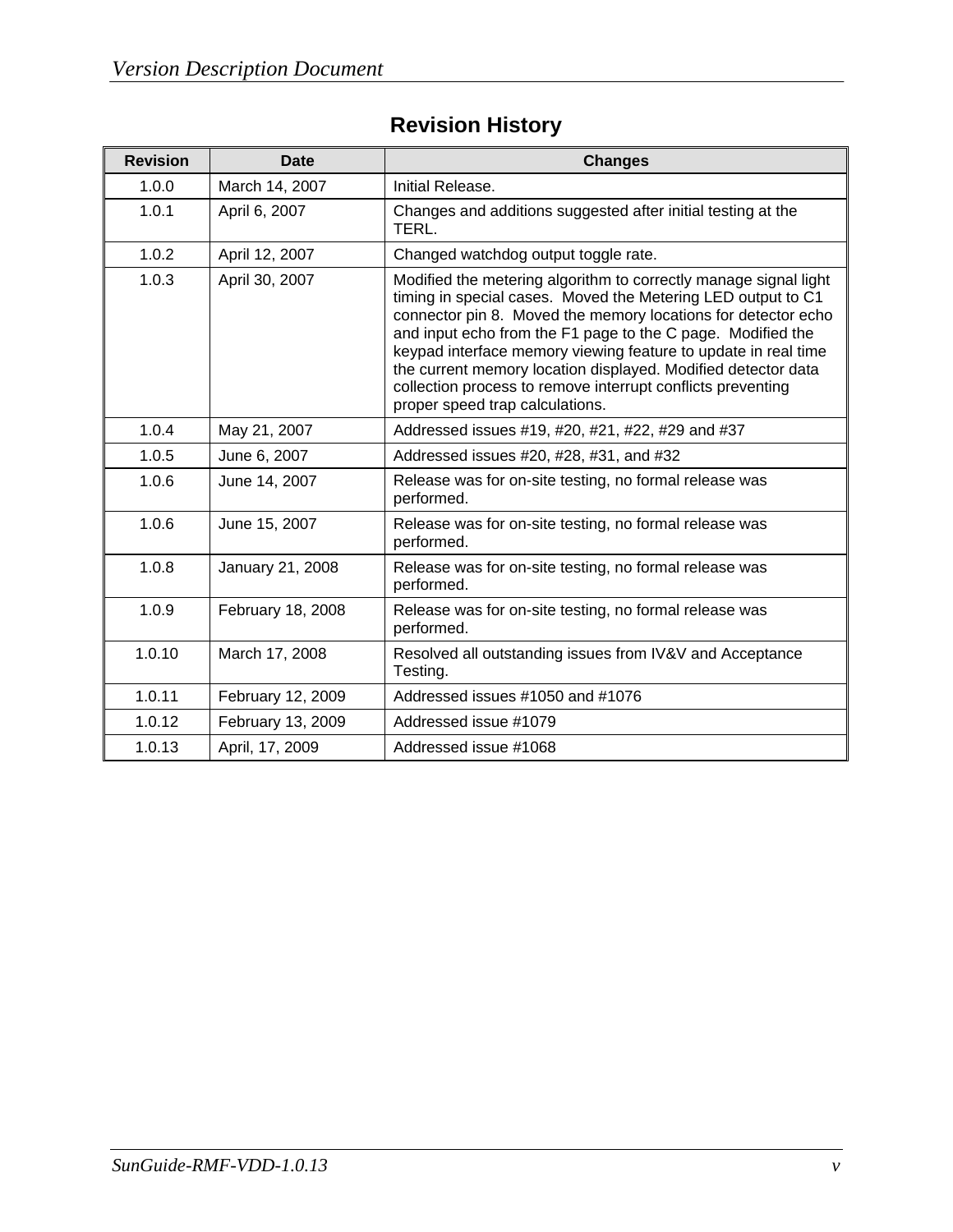# Revision History

| Revision | Date | Changes |
|---|---|---|
| 1.0.0 | March 14, 2007 | Initial Release. |
| 1.0.1 | April 6, 2007 | Changes and additions suggested after initial testing at the TERL. |
| 1.0.2 | April 12, 2007 | Changed watchdog output toggle rate. |
| 1.0.3 | April 30, 2007 | Modified the metering algorithm to correctly manage signal light timing in special cases. Moved the Metering LED output to C1 connector pin 8. Moved the memory locations for detector echo and input echo from the F1 page to the C page. Modified the keypad interface memory viewing feature to update in real time the current memory location displayed. Modified detector data collection process to remove interrupt conflicts preventing proper speed trap calculations. |
| 1.0.4 | May 21, 2007 | Addressed issues #19, #20, #21, #22, #29 and #37 |
| 1.0.5 | June 6, 2007 | Addressed issues #20, #28, #31, and #32 |
| 1.0.6 | June 14, 2007 | Release was for on-site testing, no formal release was performed. |
| 1.0.6 | June 15, 2007 | Release was for on-site testing, no formal release was performed. |
| 1.0.8 | January 21, 2008 | Release was for on-site testing, no formal release was performed. |
| 1.0.9 | February 18, 2008 | Release was for on-site testing, no formal release was performed. |
| 1.0.10 | March 17, 2008 | Resolved all outstanding issues from IV&V and Acceptance Testing. |
| 1.0.11 | February 12, 2009 | Addressed issues #1050 and #1076 |
| 1.0.12 | February 13, 2009 | Addressed issue #1079 |
| 1.0.13 | April, 17, 2009 | Addressed issue #1068 |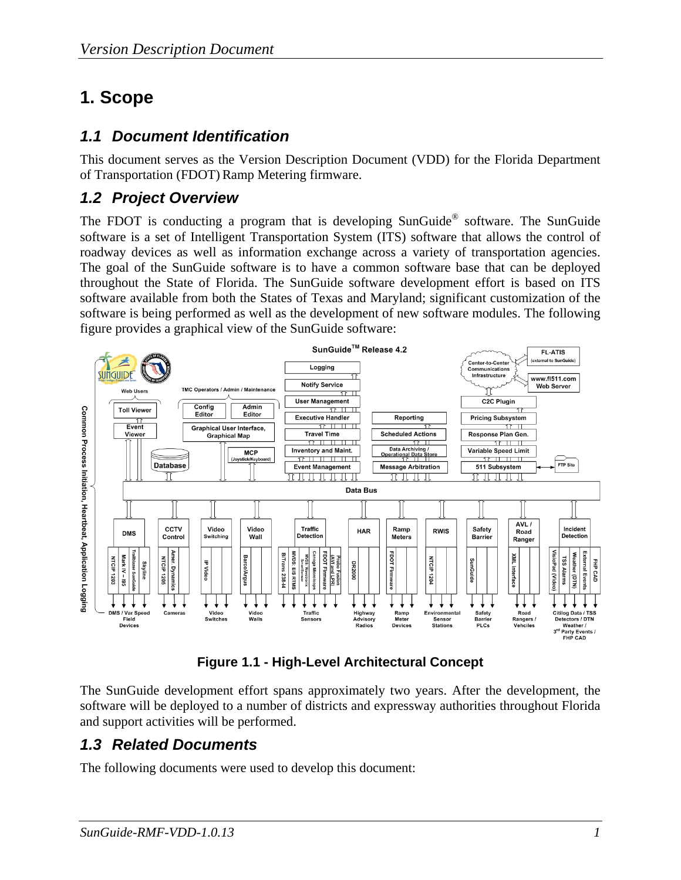# 1. Scope

## 1.1 Document Identification

This document serves as the Version Description Document (VDD) for the Florida Department of Transportation (FDOT) Ramp Metering firmware.

## 1.2 Project Overview

The FDOT is conducting a program that is developing SunGuide® software. The SunGuide software is a set of Intelligent Transportation System (ITS) software that allows the control of roadway devices as well as information exchange across a variety of transportation agencies. The goal of the SunGuide software is to have a common software base that can be deployed throughout the State of Florida. The SunGuide software development effort is based on ITS software available from both the States of Texas and Maryland; significant customization of the software is being performed as well as the development of new software modules. The following figure provides a graphical view of the SunGuide software:

**Figure 1.1 - High-Level Architectural Concept**

The SunGuide development effort spans approximately two years. After the development, the software will be deployed to a number of districts and expressway authorities throughout Florida and support activities will be performed.

## 1.3 Related Documents

The following documents were used to develop this document: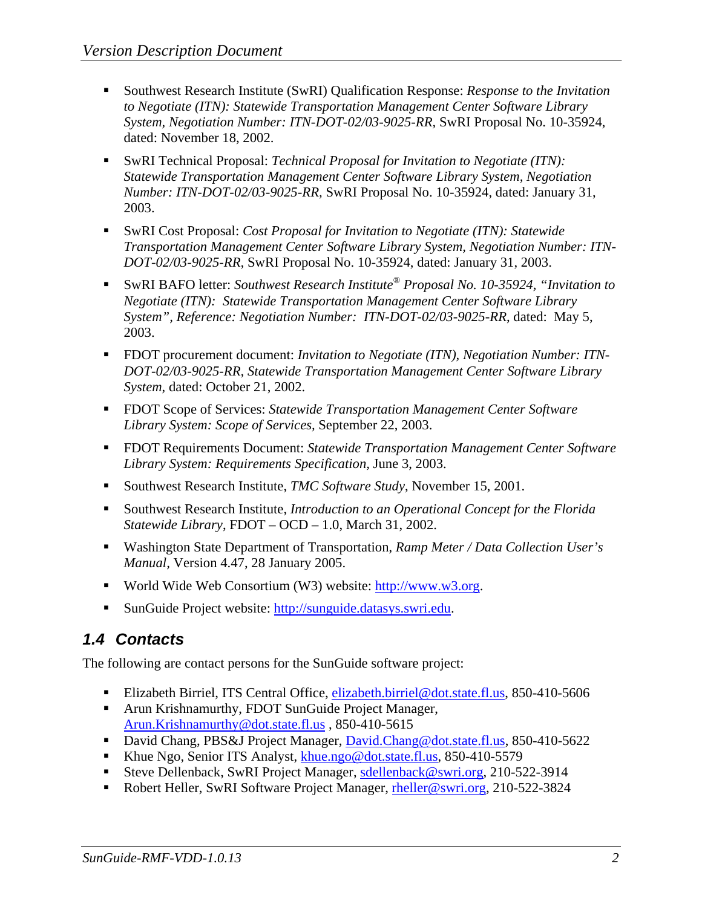- Southwest Research Institute (SwRI) Qualification Response: *Response to the Invitation to Negotiate (ITN): Statewide Transportation Management Center Software Library System, Negotiation Number: ITN-DOT-02/03-9025-RR*, SwRI Proposal No. 10-35924, dated: November 18, 2002.

- SwRI Technical Proposal: *Technical Proposal for Invitation to Negotiate (ITN): Statewide Transportation Management Center Software Library System, Negotiation Number: ITN-DOT-02/03-9025-RR*, SwRI Proposal No. 10-35924, dated: January 31, 2003.

- SwRI Cost Proposal: *Cost Proposal for Invitation to Negotiate (ITN): Statewide Transportation Management Center Software Library System, Negotiation Number: ITN-DOT-02/03-9025-RR*, SwRI Proposal No. 10-35924, dated: January 31, 2003.

- SwRI BAFO letter: *Southwest Research Institute® Proposal No. 10-35924, "Invitation to Negotiate (ITN): Statewide Transportation Management Center Software Library System", Reference: Negotiation Number: ITN-DOT-02/03-9025-RR*, dated: May 5, 2003.

- FDOT procurement document: *Invitation to Negotiate (ITN), Negotiation Number: ITN-DOT-02/03-9025-RR, Statewide Transportation Management Center Software Library System*, dated: October 21, 2002.

- FDOT Scope of Services: *Statewide Transportation Management Center Software Library System: Scope of Services*, September 22, 2003.

- FDOT Requirements Document: *Statewide Transportation Management Center Software Library System: Requirements Specification*, June 3, 2003.

- Southwest Research Institute, *TMC Software Study*, November 15, 2001.

- Southwest Research Institute, *Introduction to an Operational Concept for the Florida Statewide Library*, FDOT – OCD – 1.0, March 31, 2002.

- Washington State Department of Transportation, *Ramp Meter / Data Collection User's Manual*, Version 4.47, 28 January 2005.

- World Wide Web Consortium (W3) website: http://www.w3.org.

- SunGuide Project website: http://sunguide.datasys.swri.edu.

## 1.4 Contacts

The following are contact persons for the SunGuide software project:

- Elizabeth Birriel, ITS Central Office, elizabeth.birriel@dot.state.fl.us, 850-410-5606
- Arun Krishnamurthy, FDOT SunGuide Project Manager, Arun.Krishnamurthy@dot.state.fl.us , 850-410-5615
- David Chang, PBS&J Project Manager, David.Chang@dot.state.fl.us, 850-410-5622
- Khue Ngo, Senior ITS Analyst, khue.ngo@dot.state.fl.us, 850-410-5579
- Steve Dellenback, SwRI Project Manager, sdellenback@swri.org, 210-522-3914
- Robert Heller, SwRI Software Project Manager, rheller@swri.org, 210-522-3824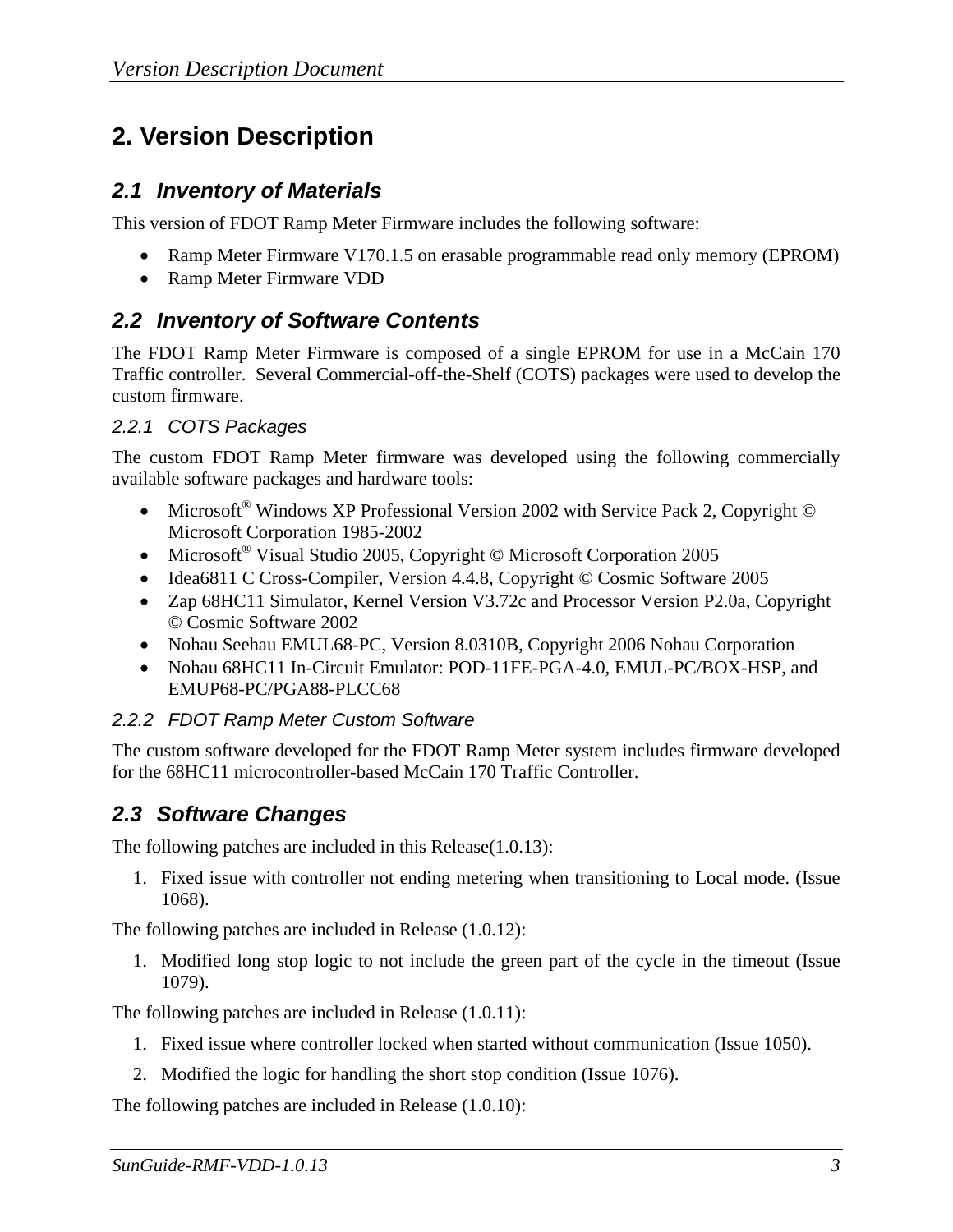# 2. Version Description

## 2.1 Inventory of Materials

This version of FDOT Ramp Meter Firmware includes the following software:

- Ramp Meter Firmware V170.1.5 on erasable programmable read only memory (EPROM)
- Ramp Meter Firmware VDD

## 2.2 Inventory of Software Contents

The FDOT Ramp Meter Firmware is composed of a single EPROM for use in a McCain 170 Traffic controller. Several Commercial-off-the-Shelf (COTS) packages were used to develop the custom firmware.

### 2.2.1 COTS Packages

The custom FDOT Ramp Meter firmware was developed using the following commercially available software packages and hardware tools:

- Microsoft® Windows XP Professional Version 2002 with Service Pack 2, Copyright © Microsoft Corporation 1985-2002
- Microsoft® Visual Studio 2005, Copyright © Microsoft Corporation 2005
- Idea6811 C Cross-Compiler, Version 4.4.8, Copyright © Cosmic Software 2005
- Zap 68HC11 Simulator, Kernel Version V3.72c and Processor Version P2.0a, Copyright © Cosmic Software 2002
- Nohau Seehau EMUL68-PC, Version 8.0310B, Copyright 2006 Nohau Corporation
- Nohau 68HC11 In-Circuit Emulator: POD-11FE-PGA-4.0, EMUL-PC/BOX-HSP, and EMUP68-PC/PGA88-PLCC68

### 2.2.2 FDOT Ramp Meter Custom Software

The custom software developed for the FDOT Ramp Meter system includes firmware developed for the 68HC11 microcontroller-based McCain 170 Traffic Controller.

## 2.3 Software Changes

The following patches are included in this Release(1.0.13):

1. Fixed issue with controller not ending metering when transitioning to Local mode. (Issue 1068).

The following patches are included in Release (1.0.12):

1. Modified long stop logic to not include the green part of the cycle in the timeout (Issue 1079).

The following patches are included in Release (1.0.11):

1. Fixed issue where controller locked when started without communication (Issue 1050).
2. Modified the logic for handling the short stop condition (Issue 1076).

The following patches are included in Release (1.0.10):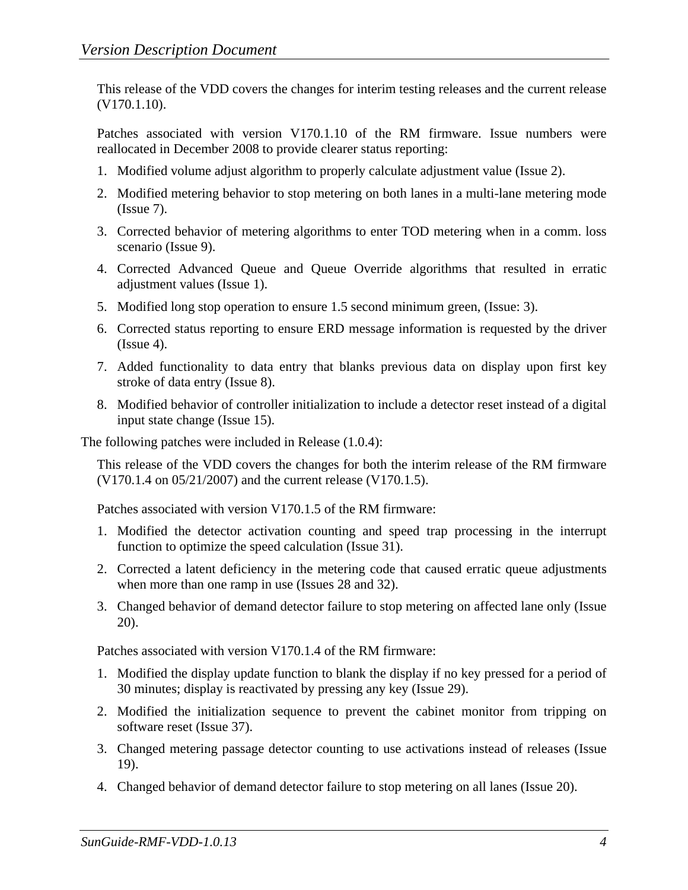This release of the VDD covers the changes for interim testing releases and the current release (V170.1.10).

Patches associated with version V170.1.10 of the RM firmware. Issue numbers were reallocated in December 2008 to provide clearer status reporting:

1. Modified volume adjust algorithm to properly calculate adjustment value (Issue 2).
2. Modified metering behavior to stop metering on both lanes in a multi-lane metering mode (Issue 7).
3. Corrected behavior of metering algorithms to enter TOD metering when in a comm. loss scenario (Issue 9).
4. Corrected Advanced Queue and Queue Override algorithms that resulted in erratic adjustment values (Issue 1).
5. Modified long stop operation to ensure 1.5 second minimum green, (Issue: 3).
6. Corrected status reporting to ensure ERD message information is requested by the driver (Issue 4).
7. Added functionality to data entry that blanks previous data on display upon first key stroke of data entry (Issue 8).
8. Modified behavior of controller initialization to include a detector reset instead of a digital input state change (Issue 15).

The following patches were included in Release (1.0.4):

This release of the VDD covers the changes for both the interim release of the RM firmware (V170.1.4 on 05/21/2007) and the current release (V170.1.5).

Patches associated with version V170.1.5 of the RM firmware:

1. Modified the detector activation counting and speed trap processing in the interrupt function to optimize the speed calculation (Issue 31).
2. Corrected a latent deficiency in the metering code that caused erratic queue adjustments when more than one ramp in use (Issues 28 and 32).
3. Changed behavior of demand detector failure to stop metering on affected lane only (Issue 20).

Patches associated with version V170.1.4 of the RM firmware:

1. Modified the display update function to blank the display if no key pressed for a period of 30 minutes; display is reactivated by pressing any key (Issue 29).
2. Modified the initialization sequence to prevent the cabinet monitor from tripping on software reset (Issue 37).
3. Changed metering passage detector counting to use activations instead of releases (Issue 19).
4. Changed behavior of demand detector failure to stop metering on all lanes (Issue 20).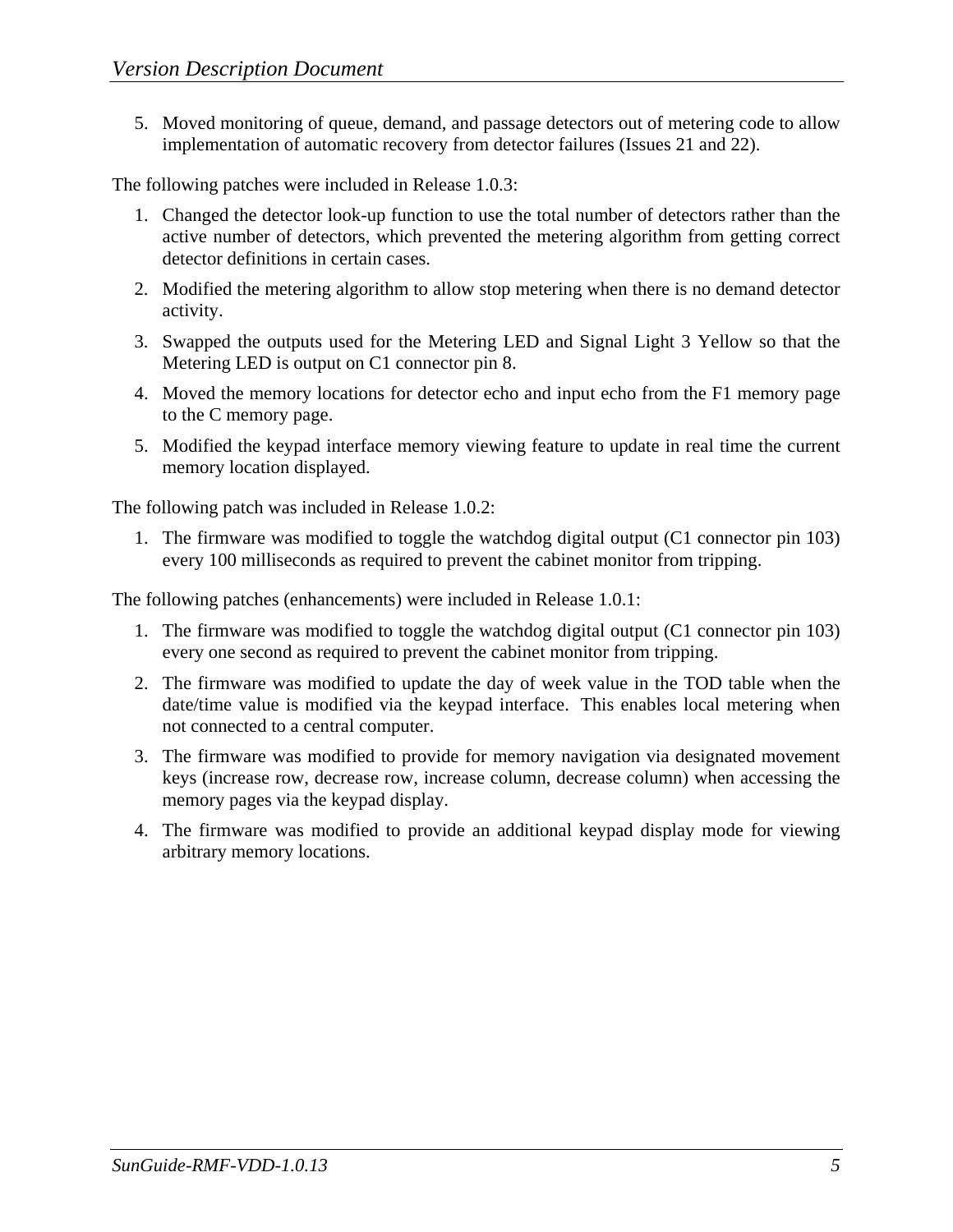5. Moved monitoring of queue, demand, and passage detectors out of metering code to allow implementation of automatic recovery from detector failures (Issues 21 and 22).

The following patches were included in Release 1.0.3:

1. Changed the detector look-up function to use the total number of detectors rather than the active number of detectors, which prevented the metering algorithm from getting correct detector definitions in certain cases.
2. Modified the metering algorithm to allow stop metering when there is no demand detector activity.
3. Swapped the outputs used for the Metering LED and Signal Light 3 Yellow so that the Metering LED is output on C1 connector pin 8.
4. Moved the memory locations for detector echo and input echo from the F1 memory page to the C memory page.
5. Modified the keypad interface memory viewing feature to update in real time the current memory location displayed.

The following patch was included in Release 1.0.2:

1. The firmware was modified to toggle the watchdog digital output (C1 connector pin 103) every 100 milliseconds as required to prevent the cabinet monitor from tripping.

The following patches (enhancements) were included in Release 1.0.1:

1. The firmware was modified to toggle the watchdog digital output (C1 connector pin 103) every one second as required to prevent the cabinet monitor from tripping.
2. The firmware was modified to update the day of week value in the TOD table when the date/time value is modified via the keypad interface. This enables local metering when not connected to a central computer.
3. The firmware was modified to provide for memory navigation via designated movement keys (increase row, decrease row, increase column, decrease column) when accessing the memory pages via the keypad display.
4. The firmware was modified to provide an additional keypad display mode for viewing arbitrary memory locations.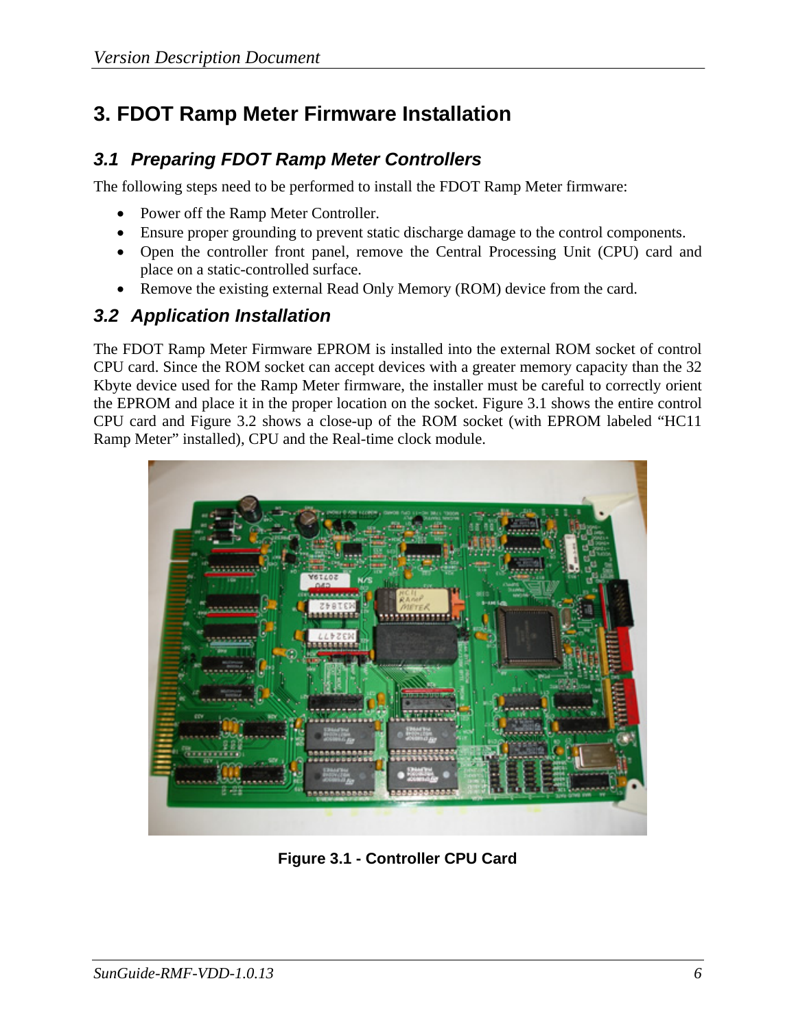# 3. FDOT Ramp Meter Firmware Installation

## 3.1 Preparing FDOT Ramp Meter Controllers

The following steps need to be performed to install the FDOT Ramp Meter firmware:

- Power off the Ramp Meter Controller.
- Ensure proper grounding to prevent static discharge damage to the control components.
- Open the controller front panel, remove the Central Processing Unit (CPU) card and place on a static-controlled surface.
- Remove the existing external Read Only Memory (ROM) device from the card.

## 3.2 Application Installation

The FDOT Ramp Meter Firmware EPROM is installed into the external ROM socket of control CPU card. Since the ROM socket can accept devices with a greater memory capacity than the 32 Kbyte device used for the Ramp Meter firmware, the installer must be careful to correctly orient the EPROM and place it in the proper location on the socket. Figure 3.1 shows the entire control CPU card and Figure 3.2 shows a close-up of the ROM socket (with EPROM labeled "HC11 Ramp Meter" installed), CPU and the Real-time clock module.

**Figure 3.1 - Controller CPU Card**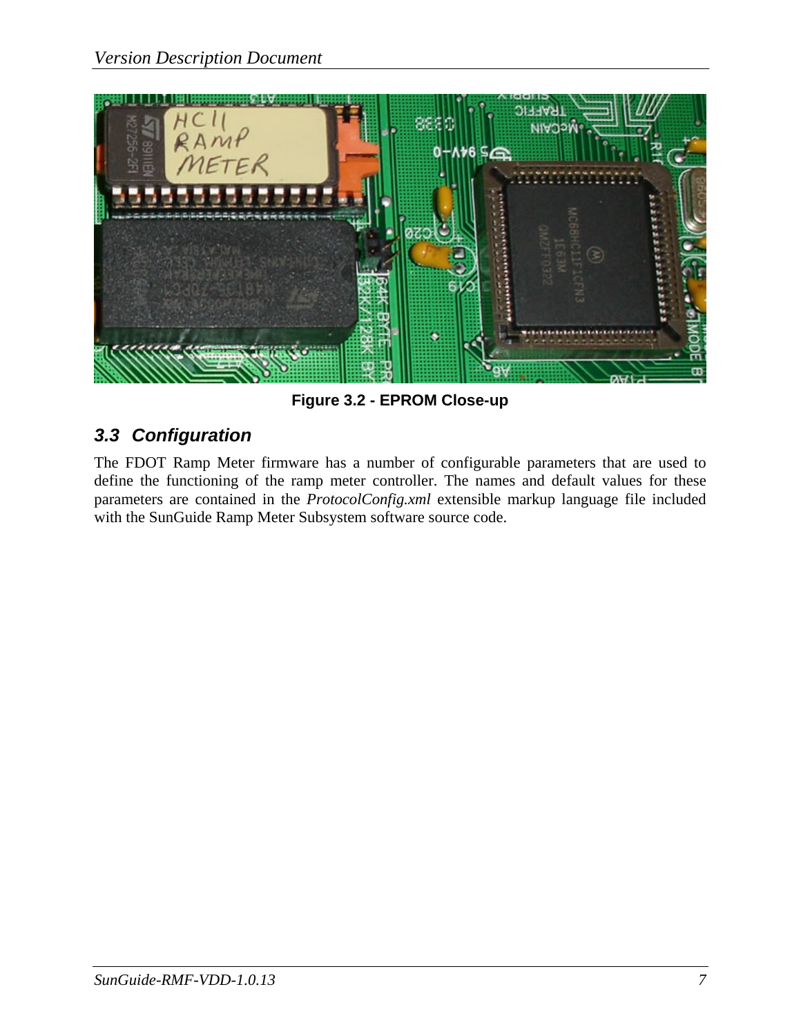Figure 3.2 - EPROM Close-up

## 3.3 Configuration

The FDOT Ramp Meter firmware has a number of configurable parameters that are used to define the functioning of the ramp meter controller. The names and default values for these parameters are contained in the *ProtocolConfig.xml* extensible markup language file included with the SunGuide Ramp Meter Subsystem software source code.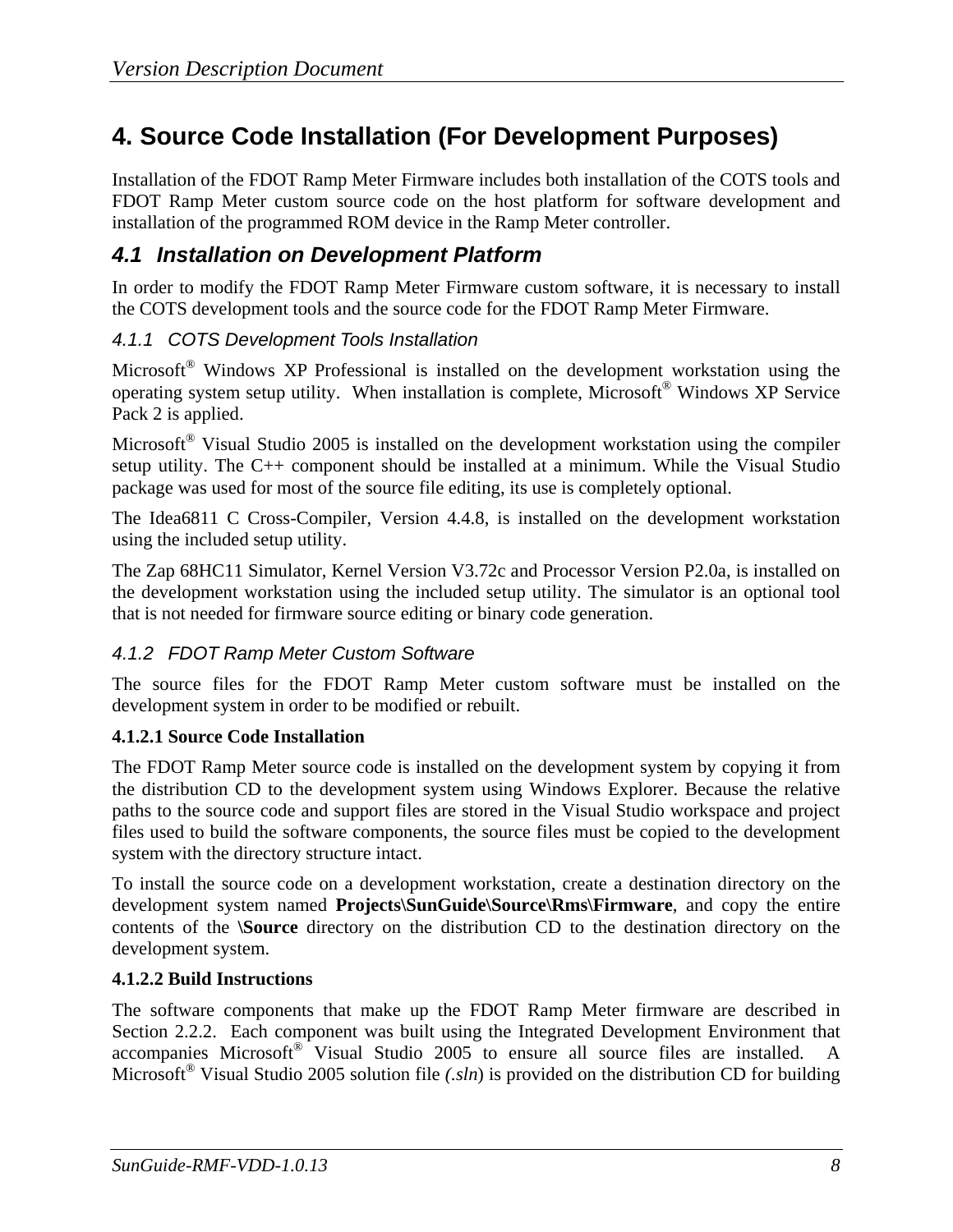# 4. Source Code Installation (For Development Purposes)

Installation of the FDOT Ramp Meter Firmware includes both installation of the COTS tools and FDOT Ramp Meter custom source code on the host platform for software development and installation of the programmed ROM device in the Ramp Meter controller.

## *4.1 Installation on Development Platform*

In order to modify the FDOT Ramp Meter Firmware custom software, it is necessary to install the COTS development tools and the source code for the FDOT Ramp Meter Firmware.

### *4.1.1 COTS Development Tools Installation*

Microsoft® Windows XP Professional is installed on the development workstation using the operating system setup utility. When installation is complete, Microsoft® Windows XP Service Pack 2 is applied.

Microsoft® Visual Studio 2005 is installed on the development workstation using the compiler setup utility. The C++ component should be installed at a minimum. While the Visual Studio package was used for most of the source file editing, its use is completely optional.

The Idea6811 C Cross-Compiler, Version 4.4.8, is installed on the development workstation using the included setup utility.

The Zap 68HC11 Simulator, Kernel Version V3.72c and Processor Version P2.0a, is installed on the development workstation using the included setup utility. The simulator is an optional tool that is not needed for firmware source editing or binary code generation.

### *4.1.2 FDOT Ramp Meter Custom Software*

The source files for the FDOT Ramp Meter custom software must be installed on the development system in order to be modified or rebuilt.

#### 4.1.2.1 Source Code Installation

The FDOT Ramp Meter source code is installed on the development system by copying it from the distribution CD to the development system using Windows Explorer. Because the relative paths to the source code and support files are stored in the Visual Studio workspace and project files used to build the software components, the source files must be copied to the development system with the directory structure intact.

To install the source code on a development workstation, create a destination directory on the development system named **Projects\SunGuide\Source\Rms\Firmware**, and copy the entire contents of the **\Source** directory on the distribution CD to the destination directory on the development system.

#### 4.1.2.2 Build Instructions

The software components that make up the FDOT Ramp Meter firmware are described in Section 2.2.2. Each component was built using the Integrated Development Environment that accompanies Microsoft® Visual Studio 2005 to ensure all source files are installed. A Microsoft® Visual Studio 2005 solution file *(.sln*) is provided on the distribution CD for building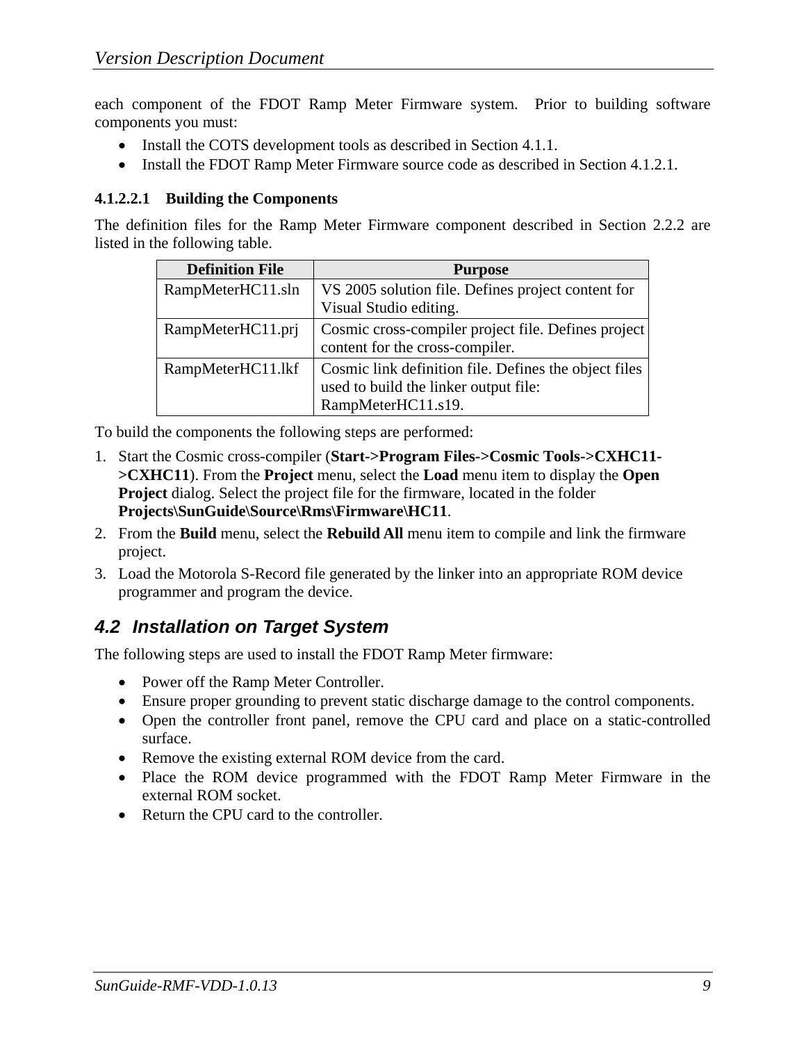each component of the FDOT Ramp Meter Firmware system. Prior to building software components you must:

- Install the COTS development tools as described in Section 4.1.1.
- Install the FDOT Ramp Meter Firmware source code as described in Section 4.1.2.1.

#### 4.1.2.2.1 Building the Components

The definition files for the Ramp Meter Firmware component described in Section 2.2.2 are listed in the following table.

| Definition File | Purpose |
| --- | --- |
| RampMeterHC11.sln | VS 2005 solution file. Defines project content for Visual Studio editing. |
| RampMeterHC11.prj | Cosmic cross-compiler project file. Defines project content for the cross-compiler. |
| RampMeterHC11.lkf | Cosmic link definition file. Defines the object files used to build the linker output file: RampMeterHC11.s19. |

To build the components the following steps are performed:

1. Start the Cosmic cross-compiler (**Start->Program Files->Cosmic Tools->CXHC11->CXHC11**). From the **Project** menu, select the **Load** menu item to display the **Open Project** dialog. Select the project file for the firmware, located in the folder **Projects\SunGuide\Source\Rms\Firmware\HC11**.
2. From the **Build** menu, select the **Rebuild All** menu item to compile and link the firmware project.
3. Load the Motorola S-Record file generated by the linker into an appropriate ROM device programmer and program the device.

## 4.2 Installation on Target System

The following steps are used to install the FDOT Ramp Meter firmware:

- Power off the Ramp Meter Controller.
- Ensure proper grounding to prevent static discharge damage to the control components.
- Open the controller front panel, remove the CPU card and place on a static-controlled surface.
- Remove the existing external ROM device from the card.
- Place the ROM device programmed with the FDOT Ramp Meter Firmware in the external ROM socket.
- Return the CPU card to the controller.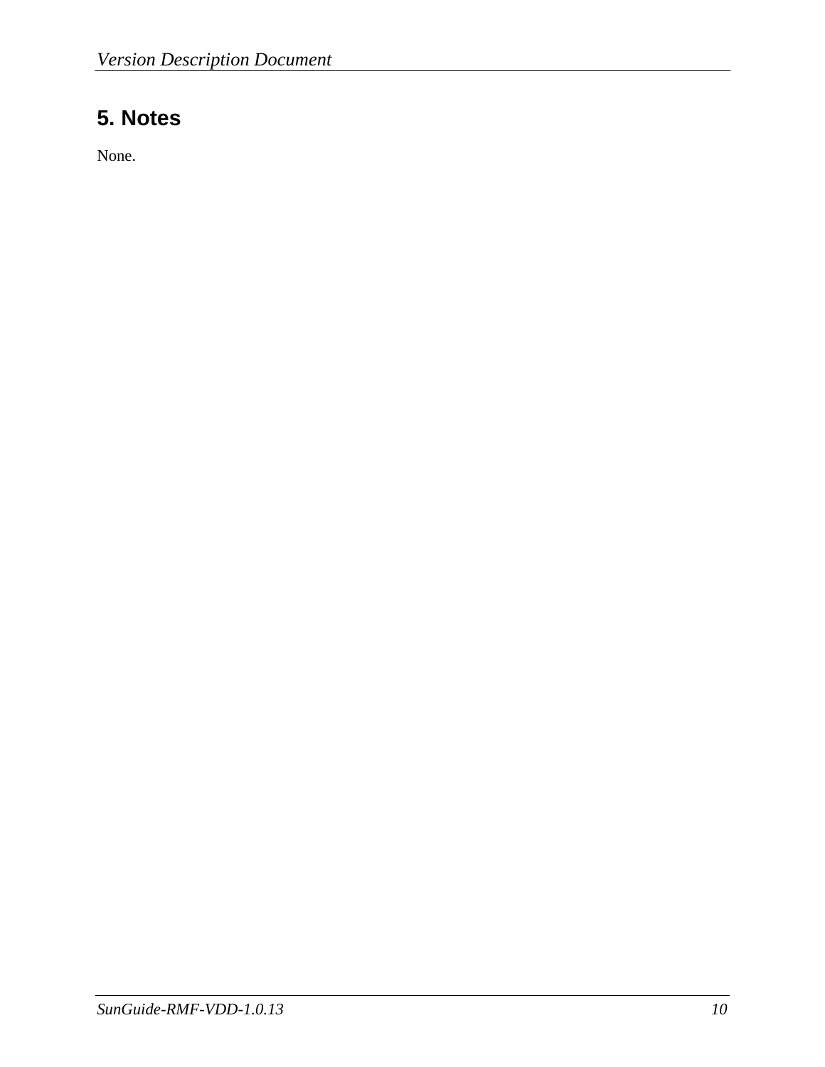# 5. Notes

None.